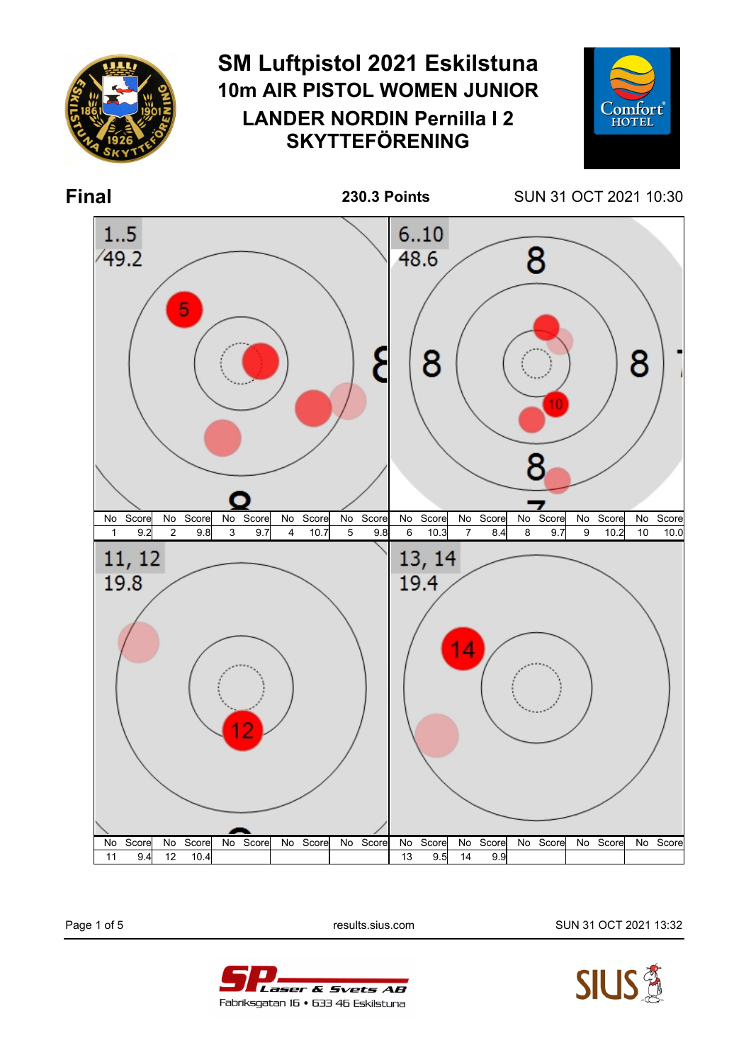# SM Luftpistol 2021 Eskilstuna

## 10m AIR PISTOL WOMEN JUNIOR

## LANDER NORDIN Pernilla I 2 SKYTTEFÖRENING

**Final** **230.3 Points** SUN 31 OCT 2021 10:30

1..5
49.2

6..10
48.6

| No | Score | No | Score | No | Score | No | Score | No | Score | No | Score | No | Score | No | Score | No | Score | No | Score |
|---|---|---|---|---|---|---|---|---|---|---|---|---|---|---|---|---|---|---|---|
| 1 | 9.2 | 2 | 9.8 | 3 | 9.7 | 4 | 10.7 | 5 | 9.8 | 6 | 10.3 | 7 | 8.4 | 8 | 9.7 | 9 | 10.2 | 10 | 10.0 |

11, 12
19.8

13, 14
19.4

| No | Score | No | Score | No | Score | No | Score | No | Score | No | Score | No | Score | No | Score | No | Score | No | Score |
|---|---|---|---|---|---|---|---|---|---|---|---|---|---|---|---|---|---|---|---|
| 11 | 9.4 | 12 | 10.4 | | | | | | | 13 | 9.5 | 14 | 9.9 | | | | | | |

results.sius.com SUN 31 OCT 2021 13:32

SP Laser & Svets AB
Fabriksgatan 16 • 633 46 Eskilstuna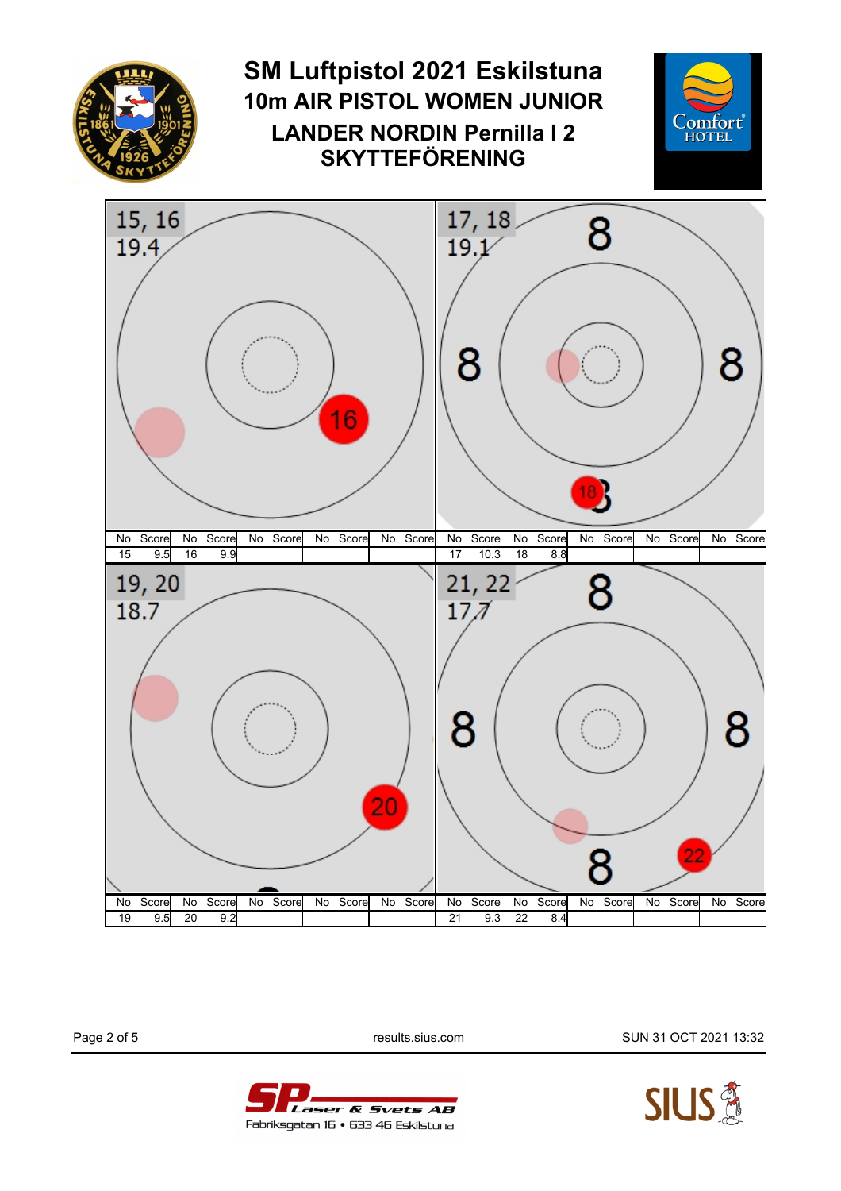# SM Luftpistol 2021 Eskilstuna

## 10m AIR PISTOL WOMEN JUNIOR

## LANDER NORDIN Pernilla I 2 SKYTTEFÖRENING

**15, 16** — 19.4

| No | Score | No | Score | No | Score | No | Score | No | Score |
|---|---|---|---|---|---|---|---|---|---|
| 15 | 9.5 | 16 | 9.9 | | | | | | |

**17, 18** — 19.1

| No | Score | No | Score | No | Score | No | Score | No | Score |
|---|---|---|---|---|---|---|---|---|---|
| 17 | 10.3 | 18 | 8.8 | | | | | | |

**19, 20** — 18.7

| No | Score | No | Score | No | Score | No | Score | No | Score |
|---|---|---|---|---|---|---|---|---|---|
| 19 | 9.5 | 20 | 9.2 | | | | | | |

**21, 22** — 17.7

| No | Score | No | Score | No | Score | No | Score | No | Score |
|---|---|---|---|---|---|---|---|---|---|
| 21 | 9.3 | 22 | 8.4 | | | | | | |

results.sius.com

SUN 31 OCT 2021 13:32

SP Laser & Svets AB
Fabriksgatan 16 • 633 46 Eskilstuna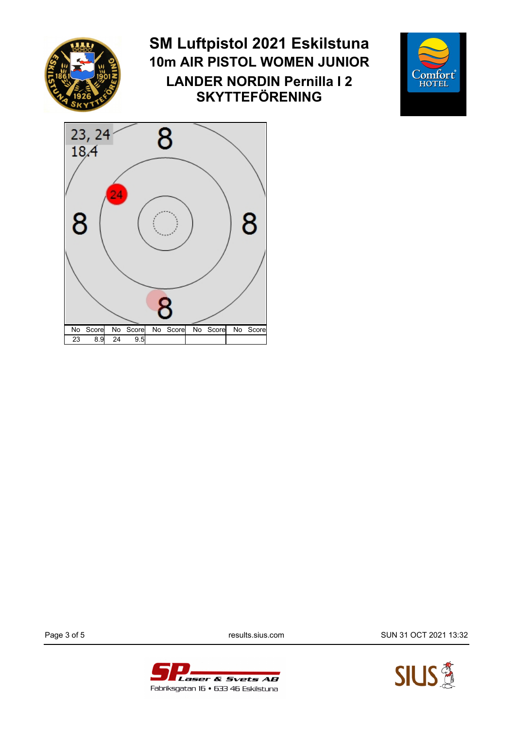# SM Luftpistol 2021 Eskilstuna

## 10m AIR PISTOL WOMEN JUNIOR

## LANDER NORDIN Pernilla I 2 SKYTTEFÖRENING

23, 24
18,4

| No | Score | No | Score | No | Score | No | Score | No | Score |
|---|---|---|---|---|---|---|---|---|---|
| 23 | 8.9 | 24 | 9.5 | | | | | | |

results.sius.com

SUN 31 OCT 2021 13:32

SP Laser & Svets AB
Fabriksgatan 16 • 633 46 Eskilstuna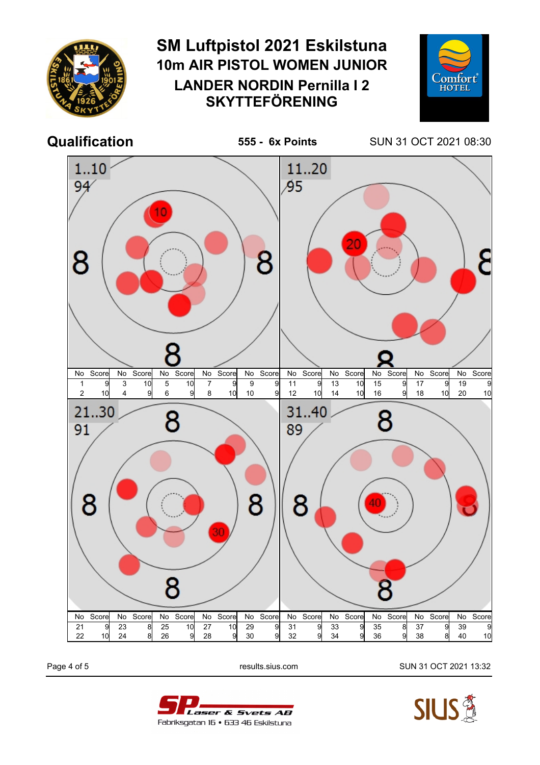# SM Luftpistol 2021 Eskilstuna

## 10m AIR PISTOL WOMEN JUNIOR

## LANDER NORDIN Pernilla I 2
## SKYTTEFÖRENING

**Qualification** **555 - 6x Points** SUN 31 OCT 2021 08:30

**1..10** 94

| No | Score | No | Score | No | Score | No | Score | No | Score |
|---|---|---|---|---|---|---|---|---|---|
| 1 | 9 | 3 | 10 | 5 | 10 | 7 | 9 | 9 | 9 |
| 2 | 10 | 4 | 9 | 6 | 9 | 8 | 10 | 10 | 9 |

**11..20** 95

| No | Score | No | Score | No | Score | No | Score | No | Score |
|---|---|---|---|---|---|---|---|---|---|
| 11 | 9 | 13 | 10 | 15 | 9 | 17 | 9 | 19 | 9 |
| 12 | 10 | 14 | 10 | 16 | 9 | 18 | 10 | 20 | 10 |

**21..30** 91

| No | Score | No | Score | No | Score | No | Score | No | Score |
|---|---|---|---|---|---|---|---|---|---|
| 21 | 9 | 23 | 8 | 25 | 10 | 27 | 10 | 29 | 9 |
| 22 | 10 | 24 | 8 | 26 | 9 | 28 | 9 | 30 | 9 |

**31..40** 89

| No | Score | No | Score | No | Score | No | Score | No | Score |
|---|---|---|---|---|---|---|---|---|---|
| 31 | 9 | 33 | 9 | 35 | 8 | 37 | 9 | 39 | 9 |
| 32 | 9 | 34 | 9 | 36 | 9 | 38 | 8 | 40 | 10 |

results.sius.com SUN 31 OCT 2021 13:32

SP Laser & Svets AB
Fabriksgatan 16 • 633 46 Eskilstuna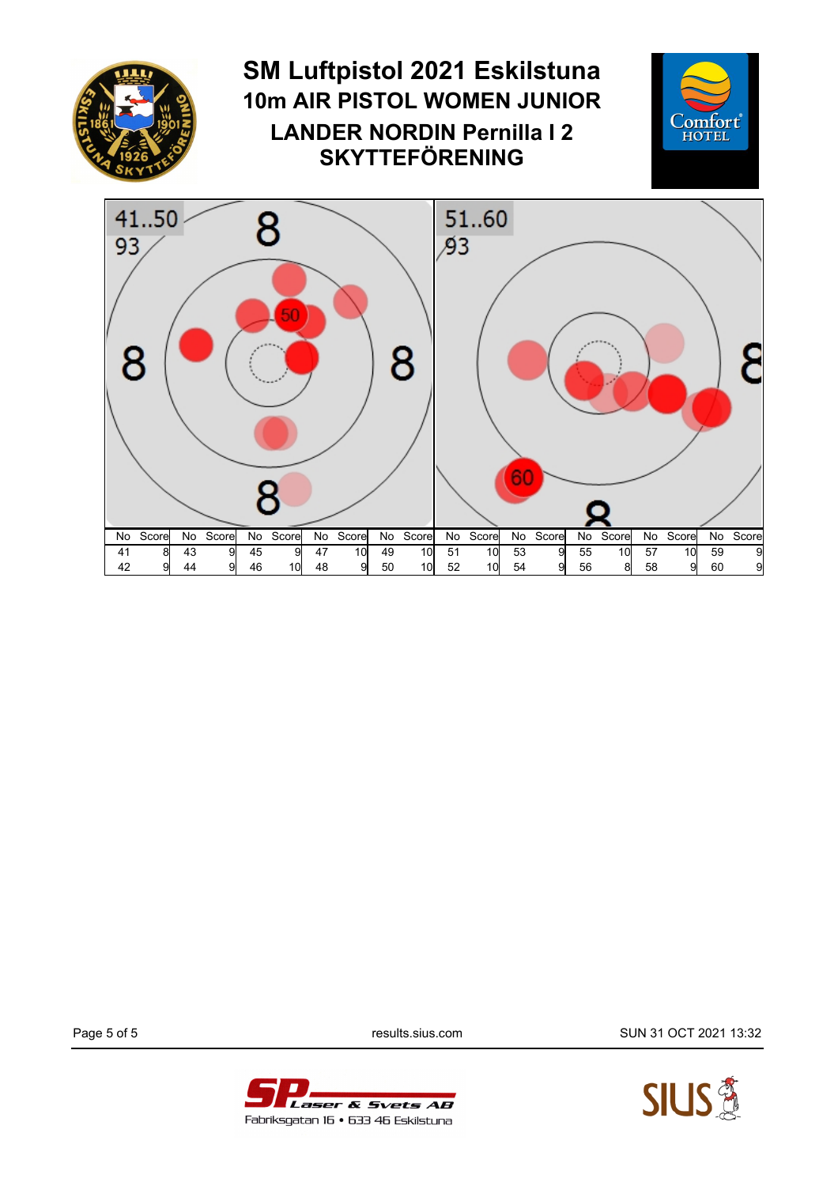# SM Luftpistol 2021 Eskilstuna

## 10m AIR PISTOL WOMEN JUNIOR

## LANDER NORDIN Pernilla I 2

## SKYTTEFÖRENING

41..50
93

51..60
93

| No | Score | No | Score | No | Score | No | Score | No | Score | No | Score | No | Score | No | Score | No | Score | No | Score |
|---|---|---|---|---|---|---|---|---|---|---|---|---|---|---|---|---|---|---|---|
| 41 | 8 | 43 | 9 | 45 | 9 | 47 | 10 | 49 | 10 | 51 | 10 | 53 | 9 | 55 | 10 | 57 | 10 | 59 | 9 |
| 42 | 9 | 44 | 9 | 46 | 10 | 48 | 9 | 50 | 10 | 52 | 10 | 54 | 9 | 56 | 8 | 58 | 9 | 60 | 9 |

results.sius.com

SUN 31 OCT 2021 13:32

SP Laser & Svets AB
Fabriksgatan 16 • 633 46 Eskilstuna